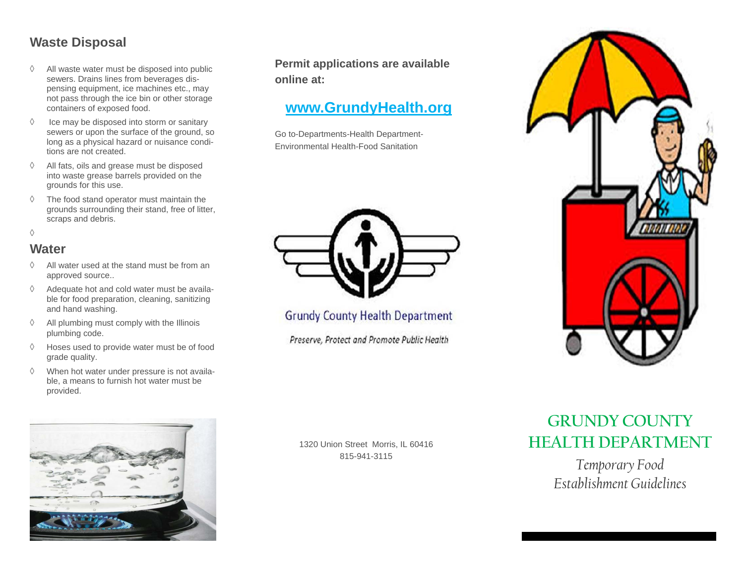## Waste Disposal

- All waste water must be disposed into public sewers. Drains lines from beverages dispensing equipment, ice machines etc., may not pass through the ice bin or other storage containers of exposed food.
- Ice may be disposed into storm or sanitary sewers or upon the surface of the ground, so long as a physical hazard or nuisance conditions are not created.
- All fats, oils and grease must be disposed into waste grease barrels provided on the grounds for this use.
- The food stand operator must maintain the grounds surrounding their stand, free of litter, scraps and debris.

## Water

- All water used at the stand must be from an approved source..
- Adequate hot and cold water must be available for food preparation, cleaning, sanitizing and hand washing.
- All plumbing must comply with the Illinois plumbing code.
- Hoses used to provide water must be of food grade quality.
- When hot water under pressure is not available, a means to furnish hot water must be provided.

**Permit applications are available online at:**

**[www.GrundyHealth.org](http://www.GrundyHealth.org)**

Go to-Departments-Health Department-Environmental Health-Food Sanitation

Grundy County Health Department

*Preserve, Protect and Promote Public Health*

1320 Union Street Morris, IL 60416
815-941-3115

# GRUNDY COUNTY HEALTH DEPARTMENT

*Temporary Food Establishment Guidelines*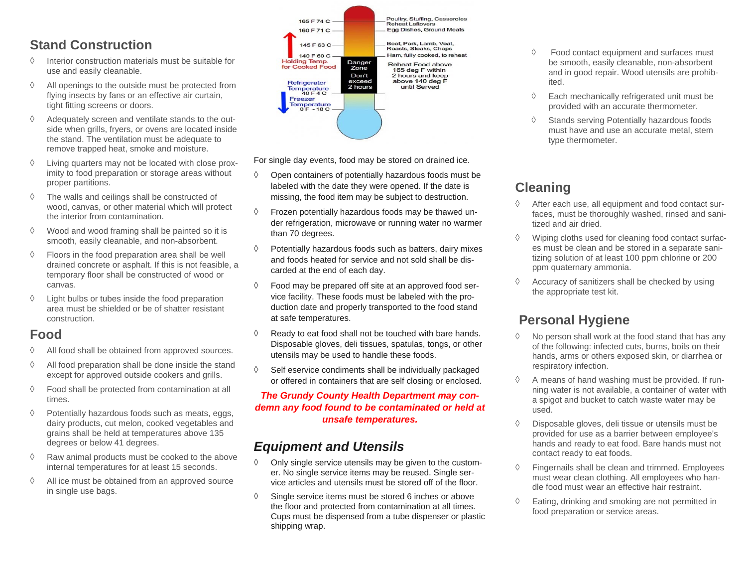## Stand Construction

- Interior construction materials must be suitable for use and easily cleanable.
- All openings to the outside must be protected from flying insects by fans or an effective air curtain, tight fitting screens or doors.
- Adequately screen and ventilate stands to the outside when grills, fryers, or ovens are located inside the stand. The ventilation must be adequate to remove trapped heat, smoke and moisture.
- Living quarters may not be located with close proximity to food preparation or storage areas without proper partitions.
- The walls and ceilings shall be constructed of wood, canvas, or other material which will protect the interior from contamination.
- Wood and wood framing shall be painted so it is smooth, easily cleanable, and non-absorbent.
- Floors in the food preparation area shall be well drained concrete or asphalt. If this is not feasible, a temporary floor shall be constructed of wood or canvas.
- Light bulbs or tubes inside the food preparation area must be shielded or be of shatter resistant construction.

## Food

- All food shall be obtained from approved sources.
- All food preparation shall be done inside the stand except for approved outside cookers and grills.
- Food shall be protected from contamination at all times.
- Potentially hazardous foods such as meats, eggs, dairy products, cut melon, cooked vegetables and grains shall be held at temperatures above 135 degrees or below 41 degrees.
- Raw animal products must be cooked to the above internal temperatures for at least 15 seconds.
- All ice must be obtained from an approved source in single use bags.

165 F 74 C — Poultry, Stuffing, Casseroles Reheat Leftovers
160 F 71 C — Egg Dishes, Ground Meats
145 F 63 C — Beef, Pork, Lamb, Veal, Roasts, Steaks, Chops
140 F 60 C — Ham, fully cooked, to reheat
Holding Temp. for Cooked Food
Danger Zone Don't exceed 2 hours
Reheat Food above 165 deg F within 2 hours and keep above 140 deg F until Served
Refrigerator Temperature 40 F 4 C
Freezer Temperature 0 F -18 C

For single day events, food may be stored on drained ice.

- Open containers of potentially hazardous foods must be labeled with the date they were opened. If the date is missing, the food item may be subject to destruction.
- Frozen potentially hazardous foods may be thawed under refrigeration, microwave or running water no warmer than 70 degrees.
- Potentially hazardous foods such as batters, dairy mixes and foods heated for service and not sold shall be discarded at the end of each day.
- Food may be prepared off site at an approved food service facility. These foods must be labeled with the production date and properly transported to the food stand at safe temperatures.
- Ready to eat food shall not be touched with bare hands. Disposable gloves, deli tissues, spatulas, tongs, or other utensils may be used to handle these foods.
- Self eservice condiments shall be individually packaged or offered in containers that are self closing or enclosed.

***The Grundy County Health Department may condemn any food found to be contaminated or held at unsafe temperatures.***

## *Equipment and Utensils*

- Only single service utensils may be given to the customer. No single service items may be reused. Single service articles and utensils must be stored off of the floor.
- Single service items must be stored 6 inches or above the floor and protected from contamination at all times. Cups must be dispensed from a tube dispenser or plastic shipping wrap.
- Food contact equipment and surfaces must be smooth, easily cleanable, non-absorbent and in good repair. Wood utensils are prohibited.
- Each mechanically refrigerated unit must be provided with an accurate thermometer.
- Stands serving Potentially hazardous foods must have and use an accurate metal, stem type thermometer.

## Cleaning

- After each use, all equipment and food contact surfaces, must be thoroughly washed, rinsed and sanitized and air dried.
- Wiping cloths used for cleaning food contact surfaces must be clean and be stored in a separate sanitizing solution of at least 100 ppm chlorine or 200 ppm quaternary ammonia.
- Accuracy of sanitizers shall be checked by using the appropriate test kit.

## Personal Hygiene

- No person shall work at the food stand that has any of the following: infected cuts, burns, boils on their hands, arms or others exposed skin, or diarrhea or respiratory infection.
- A means of hand washing must be provided. If running water is not available, a container of water with a spigot and bucket to catch waste water may be used.
- Disposable gloves, deli tissue or utensils must be provided for use as a barrier between employee's hands and ready to eat food. Bare hands must not contact ready to eat foods.
- Fingernails shall be clean and trimmed. Employees must wear clean clothing. All employees who handle food must wear an effective hair restraint.
- Eating, drinking and smoking are not permitted in food preparation or service areas.